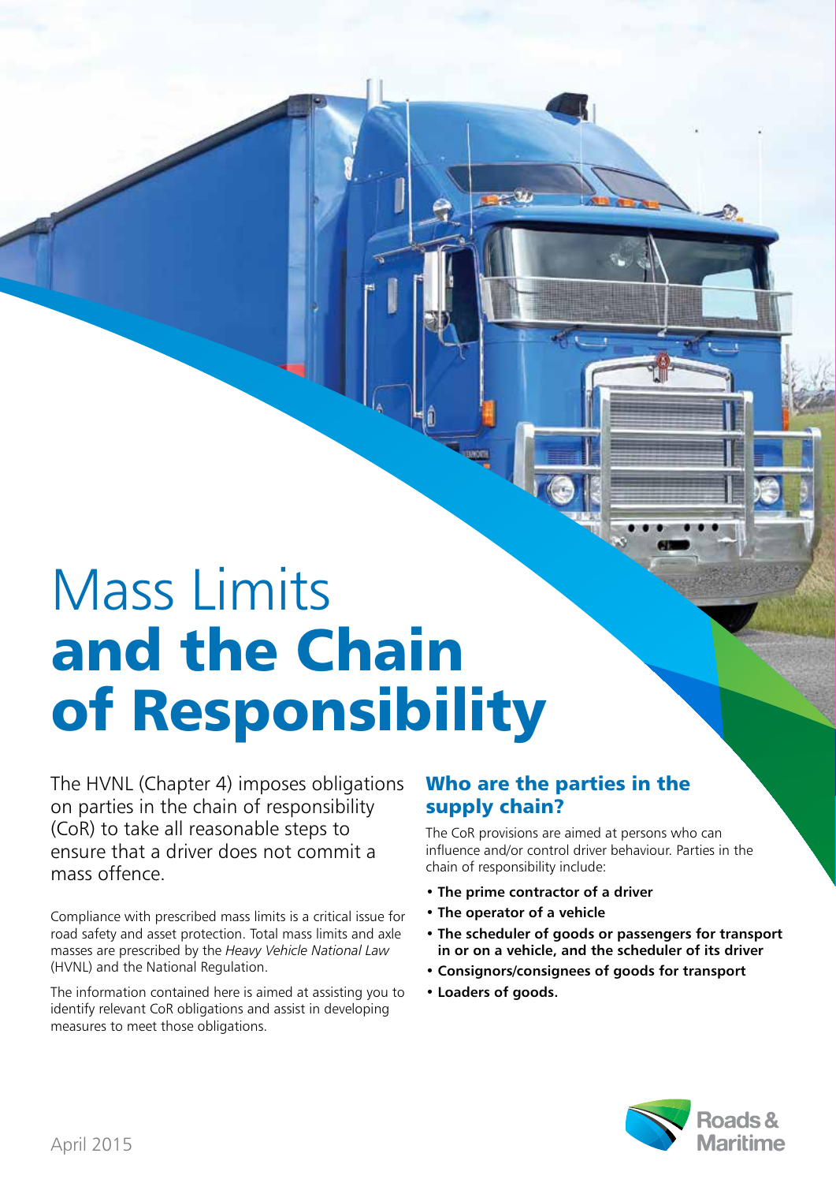# Mass Limits **and the Chain of Responsibility**

The HVNL (Chapter 4) imposes obligations on parties in the chain of responsibility (CoR) to take all reasonable steps to ensure that a driver does not commit a mass offence.

Compliance with prescribed mass limits is a critical issue for road safety and asset protection. Total mass limits and axle masses are prescribed by the *Heavy Vehicle National Law* (HVNL) and the National Regulation.

The information contained here is aimed at assisting you to identify relevant CoR obligations and assist in developing measures to meet those obligations.

## Who are the parties in the supply chain?

The CoR provisions are aimed at persons who can influence and/or control driver behaviour. Parties in the chain of responsibility include:

- **The prime contractor of a driver**
- **The operator of a vehicle**
- **The scheduler of goods or passengers for transport in or on a vehicle, and the scheduler of its driver**
- **Consignors/consignees of goods for transport**
- **Loaders of goods.**

April 2015

Roads & Maritime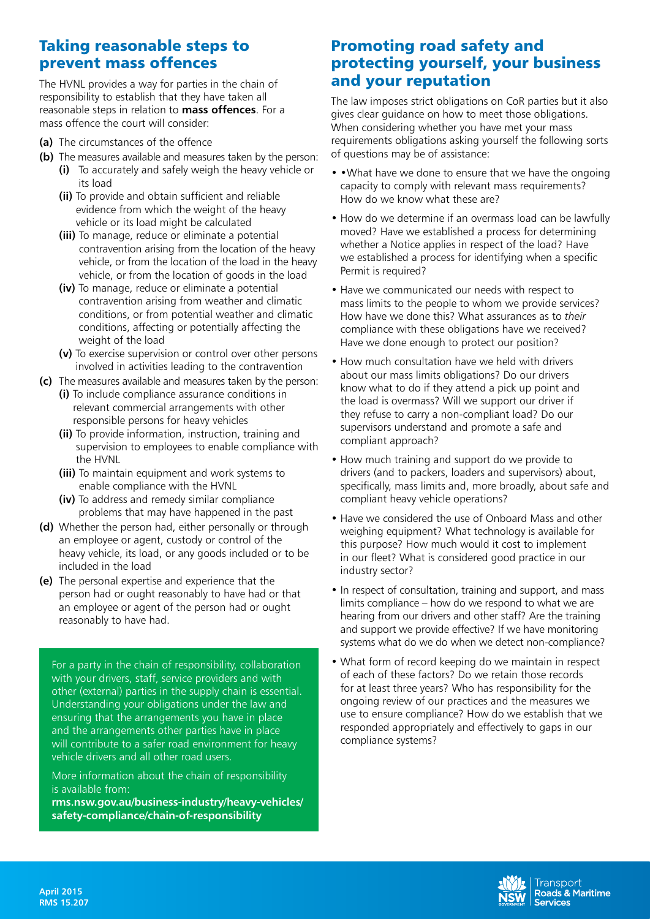## Taking reasonable steps to prevent mass offences

The HVNL provides a way for parties in the chain of responsibility to establish that they have taken all reasonable steps in relation to **mass offences**. For a mass offence the court will consider:

**(a)** The circumstances of the offence

**(b)** The measures available and measures taken by the person:

- **(i)** To accurately and safely weigh the heavy vehicle or its load
- **(ii)** To provide and obtain sufficient and reliable evidence from which the weight of the heavy vehicle or its load might be calculated
- **(iii)** To manage, reduce or eliminate a potential contravention arising from the location of the heavy vehicle, or from the location of the load in the heavy vehicle, or from the location of goods in the load
- **(iv)** To manage, reduce or eliminate a potential contravention arising from weather and climatic conditions, or from potential weather and climatic conditions, affecting or potentially affecting the weight of the load
- **(v)** To exercise supervision or control over other persons involved in activities leading to the contravention

**(c)** The measures available and measures taken by the person:

- **(i)** To include compliance assurance conditions in relevant commercial arrangements with other responsible persons for heavy vehicles
- **(ii)** To provide information, instruction, training and supervision to employees to enable compliance with the HVNL
- **(iii)** To maintain equipment and work systems to enable compliance with the HVNL
- **(iv)** To address and remedy similar compliance problems that may have happened in the past

**(d)** Whether the person had, either personally or through an employee or agent, custody or control of the heavy vehicle, its load, or any goods included or to be included in the load

**(e)** The personal expertise and experience that the person had or ought reasonably to have had or that an employee or agent of the person had or ought reasonably to have had.

For a party in the chain of responsibility, collaboration with your drivers, staff, service providers and with other (external) parties in the supply chain is essential. Understanding your obligations under the law and ensuring that the arrangements you have in place and the arrangements other parties have in place will contribute to a safer road environment for heavy vehicle drivers and all other road users.

More information about the chain of responsibility is available from:
**rms.nsw.gov.au/business-industry/heavy-vehicles/safety-compliance/chain-of-responsibility**

## Promoting road safety and protecting yourself, your business and your reputation

The law imposes strict obligations on CoR parties but it also gives clear guidance on how to meet those obligations. When considering whether you have met your mass requirements obligations asking yourself the following sorts of questions may be of assistance:

- •What have we done to ensure that we have the ongoing capacity to comply with relevant mass requirements? How do we know what these are?
- How do we determine if an overmass load can be lawfully moved? Have we established a process for determining whether a Notice applies in respect of the load? Have we established a process for identifying when a specific Permit is required?
- Have we communicated our needs with respect to mass limits to the people to whom we provide services? How have we done this? What assurances as to *their* compliance with these obligations have we received? Have we done enough to protect our position?
- How much consultation have we held with drivers about our mass limits obligations? Do our drivers know what to do if they attend a pick up point and the load is overmass? Will we support our driver if they refuse to carry a non-compliant load? Do our supervisors understand and promote a safe and compliant approach?
- How much training and support do we provide to drivers (and to packers, loaders and supervisors) about, specifically, mass limits and, more broadly, about safe and compliant heavy vehicle operations?
- Have we considered the use of Onboard Mass and other weighing equipment? What technology is available for this purpose? How much would it cost to implement in our fleet? What is considered good practice in our industry sector?
- In respect of consultation, training and support, and mass limits compliance – how do we respond to what we are hearing from our drivers and other staff? Are the training and support we provide effective? If we have monitoring systems what do we do when we detect non-compliance?
- What form of record keeping do we maintain in respect of each of these factors? Do we retain those records for at least three years? Who has responsibility for the ongoing review of our practices and the measures we use to ensure compliance? How do we establish that we responded appropriately and effectively to gaps in our compliance systems?

**April 2015**
**RMS 15.207**

Transport
Roads & Maritime Services